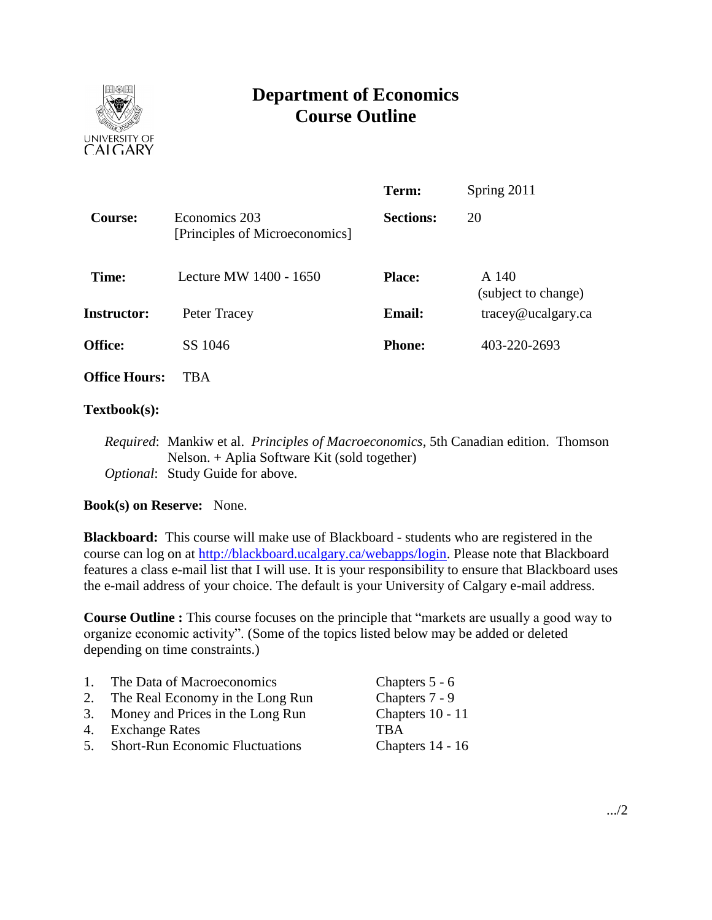# Department of Economics
# Course Outline

| | | | |
|---|---|---|---|
| | | **Term:** | Spring 2011 |
| **Course:** | Economics 203 [Principles of Microeconomics] | **Sections:** | 20 |
| **Time:** | Lecture MW 1400 - 1650 | **Place:** | A 140 (subject to change) |
| **Instructor:** | Peter Tracey | **Email:** | tracey@ucalgary.ca |
| **Office:** | SS 1046 | **Phone:** | 403-220-2693 |
| **Office Hours:** | TBA | | |

**Textbook(s):**

*Required*: Mankiw et al. *Principles of Macroeconomics*, 5th Canadian edition. Thomson Nelson. + Aplia Software Kit (sold together)
*Optional*: Study Guide for above.

**Book(s) on Reserve:** None.

**Blackboard:** This course will make use of Blackboard - students who are registered in the course can log on at http://blackboard.ucalgary.ca/webapps/login. Please note that Blackboard features a class e-mail list that I will use. It is your responsibility to ensure that Blackboard uses the e-mail address of your choice. The default is your University of Calgary e-mail address.

**Course Outline :** This course focuses on the principle that "markets are usually a good way to organize economic activity". (Some of the topics listed below may be added or deleted depending on time constraints.)

| | | |
|---|---|---|
| 1. | The Data of Macroeconomics | Chapters 5 - 6 |
| 2. | The Real Economy in the Long Run | Chapters 7 - 9 |
| 3. | Money and Prices in the Long Run | Chapters 10 - 11 |
| 4. | Exchange Rates | TBA |
| 5. | Short-Run Economic Fluctuations | Chapters 14 - 16 |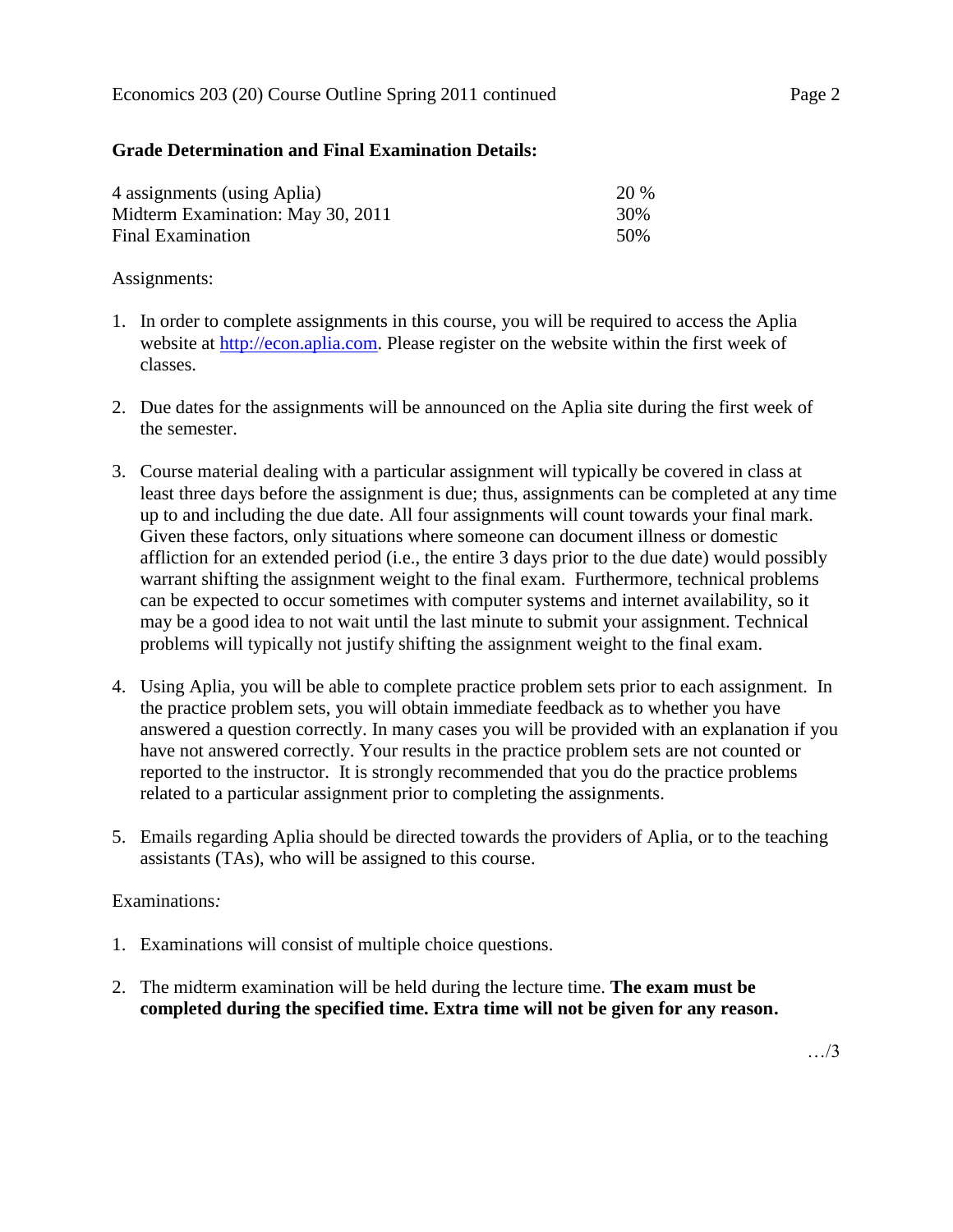**Grade Determination and Final Examination Details:**

| | |
|---|---|
| 4 assignments (using Aplia) | 20 % |
| Midterm Examination: May 30, 2011 | 30% |
| Final Examination | 50% |

Assignments:

1. In order to complete assignments in this course, you will be required to access the Aplia website at [http://econ.aplia.com](http://econ.aplia.com). Please register on the website within the first week of classes.

2. Due dates for the assignments will be announced on the Aplia site during the first week of the semester.

3. Course material dealing with a particular assignment will typically be covered in class at least three days before the assignment is due; thus, assignments can be completed at any time up to and including the due date. All four assignments will count towards your final mark. Given these factors, only situations where someone can document illness or domestic affliction for an extended period (i.e., the entire 3 days prior to the due date) would possibly warrant shifting the assignment weight to the final exam. Furthermore, technical problems can be expected to occur sometimes with computer systems and internet availability, so it may be a good idea to not wait until the last minute to submit your assignment. Technical problems will typically not justify shifting the assignment weight to the final exam.

4. Using Aplia, you will be able to complete practice problem sets prior to each assignment. In the practice problem sets, you will obtain immediate feedback as to whether you have answered a question correctly. In many cases you will be provided with an explanation if you have not answered correctly. Your results in the practice problem sets are not counted or reported to the instructor. It is strongly recommended that you do the practice problems related to a particular assignment prior to completing the assignments.

5. Emails regarding Aplia should be directed towards the providers of Aplia, or to the teaching assistants (TAs), who will be assigned to this course.

Examinations*:*

1. Examinations will consist of multiple choice questions.

2. The midterm examination will be held during the lecture time. **The exam must be completed during the specified time. Extra time will not be given for any reason.**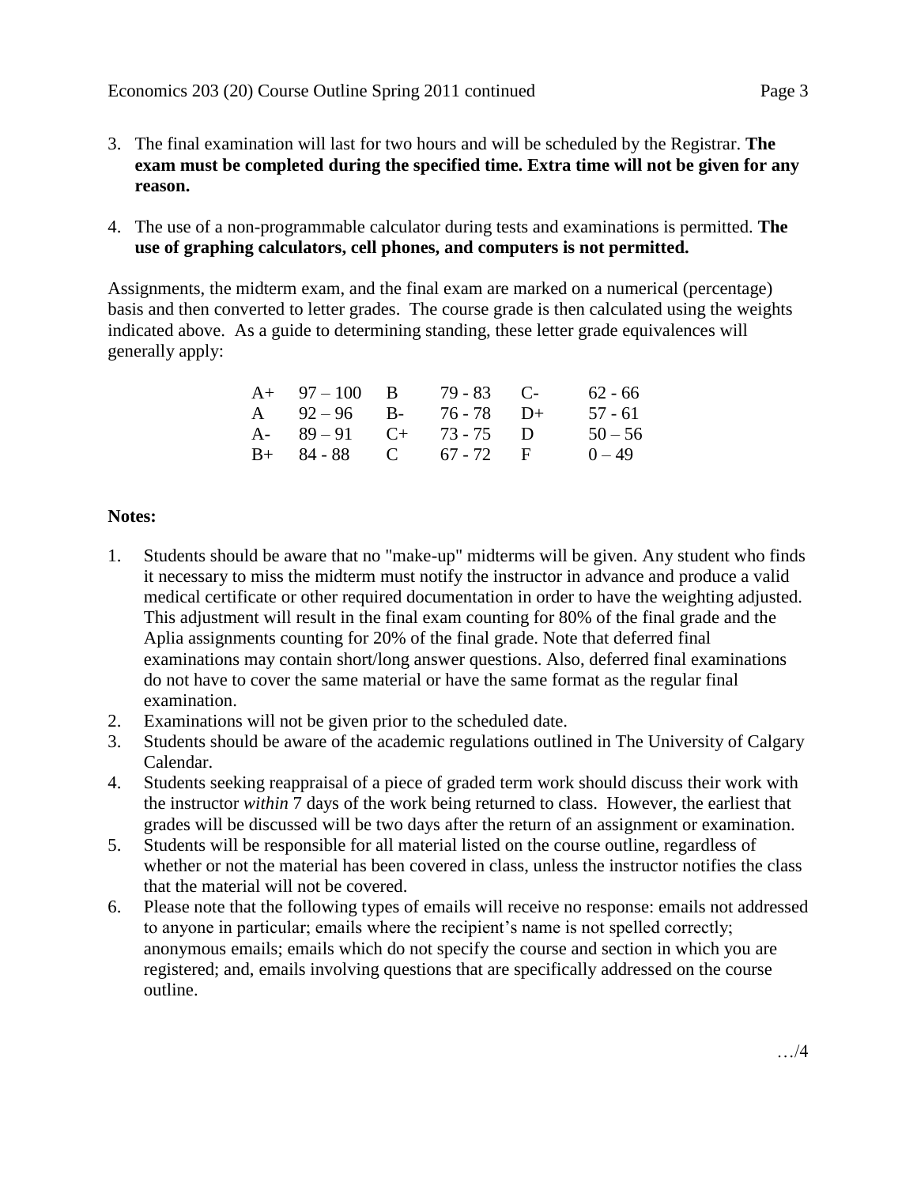3. The final examination will last for two hours and will be scheduled by the Registrar. **The exam must be completed during the specified time. Extra time will not be given for any reason.**

4. The use of a non-programmable calculator during tests and examinations is permitted. **The use of graphing calculators, cell phones, and computers is not permitted.**

Assignments, the midterm exam, and the final exam are marked on a numerical (percentage) basis and then converted to letter grades. The course grade is then calculated using the weights indicated above. As a guide to determining standing, these letter grade equivalences will generally apply:

| | | | | | |
|---|---|---|---|---|---|
| A+ | 97 – 100 | B | 79 - 83 | C- | 62 - 66 |
| A | 92 – 96 | B- | 76 - 78 | D+ | 57 - 61 |
| A- | 89 – 91 | C+ | 73 - 75 | D | 50 – 56 |
| B+ | 84 - 88 | C | 67 - 72 | F | 0 – 49 |

**Notes:**

1. Students should be aware that no "make-up" midterms will be given. Any student who finds it necessary to miss the midterm must notify the instructor in advance and produce a valid medical certificate or other required documentation in order to have the weighting adjusted. This adjustment will result in the final exam counting for 80% of the final grade and the Aplia assignments counting for 20% of the final grade. Note that deferred final examinations may contain short/long answer questions. Also, deferred final examinations do not have to cover the same material or have the same format as the regular final examination.
2. Examinations will not be given prior to the scheduled date.
3. Students should be aware of the academic regulations outlined in The University of Calgary Calendar.
4. Students seeking reappraisal of a piece of graded term work should discuss their work with the instructor *within* 7 days of the work being returned to class. However, the earliest that grades will be discussed will be two days after the return of an assignment or examination.
5. Students will be responsible for all material listed on the course outline, regardless of whether or not the material has been covered in class, unless the instructor notifies the class that the material will not be covered.
6. Please note that the following types of emails will receive no response: emails not addressed to anyone in particular; emails where the recipient's name is not spelled correctly; anonymous emails; emails which do not specify the course and section in which you are registered; and, emails involving questions that are specifically addressed on the course outline.

…/4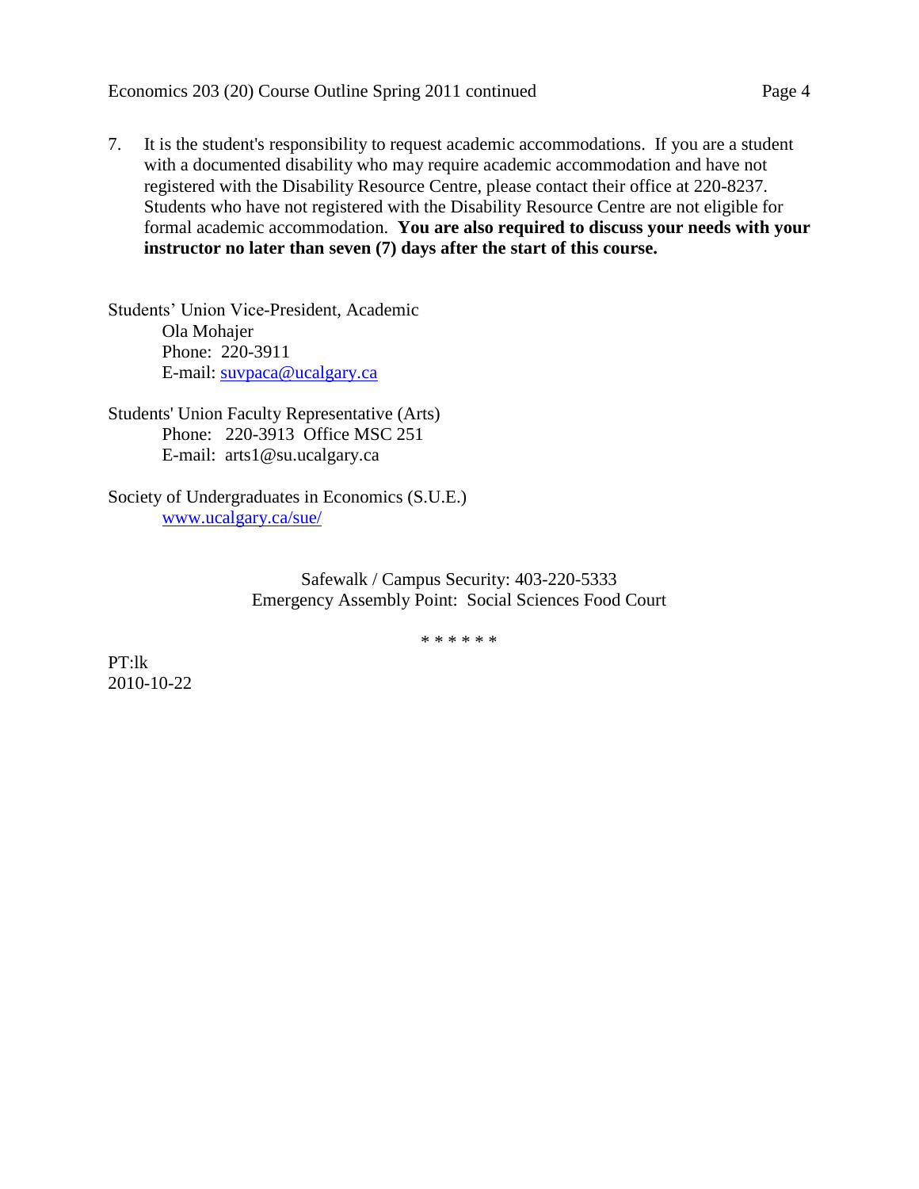7. It is the student's responsibility to request academic accommodations. If you are a student with a documented disability who may require academic accommodation and have not registered with the Disability Resource Centre, please contact their office at 220-8237. Students who have not registered with the Disability Resource Centre are not eligible for formal academic accommodation. **You are also required to discuss your needs with your instructor no later than seven (7) days after the start of this course.**

Students' Union Vice-President, Academic
Ola Mohajer
Phone: 220-3911
E-mail: suvpaca@ucalgary.ca

Students' Union Faculty Representative (Arts)
Phone: 220-3913 Office MSC 251
E-mail: arts1@su.ucalgary.ca

Society of Undergraduates in Economics (S.U.E.)
www.ucalgary.ca/sue/

Safewalk / Campus Security: 403-220-5333
Emergency Assembly Point: Social Sciences Food Court

* * * * * *

PT:lk
2010-10-22